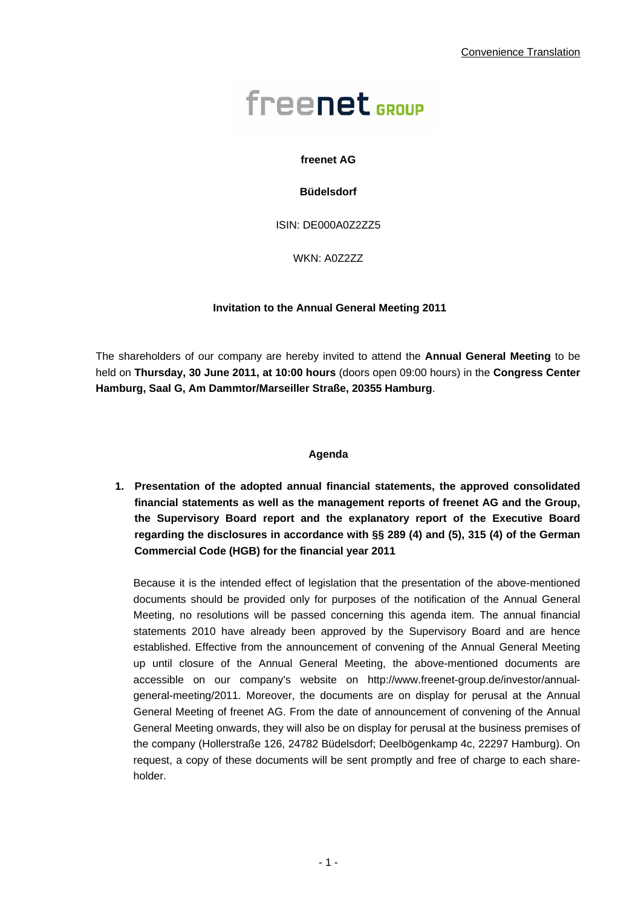Convenience Translation

freenet GROUP

**freenet AG**

**Büdelsdorf**

ISIN: DE000A0Z2ZZ5

WKN: A0Z2ZZ

**Invitation to the Annual General Meeting 2011**

The shareholders of our company are hereby invited to attend the **Annual General Meeting** to be held on **Thursday, 30 June 2011, at 10:00 hours** (doors open 09:00 hours) in the **Congress Center Hamburg, Saal G, Am Dammtor/Marseiller Straße, 20355 Hamburg**.

## Agenda

**1. Presentation of the adopted annual financial statements, the approved consolidated financial statements as well as the management reports of freenet AG and the Group, the Supervisory Board report and the explanatory report of the Executive Board regarding the disclosures in accordance with §§ 289 (4) and (5), 315 (4) of the German Commercial Code (HGB) for the financial year 2011**

Because it is the intended effect of legislation that the presentation of the above-mentioned documents should be provided only for purposes of the notification of the Annual General Meeting, no resolutions will be passed concerning this agenda item. The annual financial statements 2010 have already been approved by the Supervisory Board and are hence established. Effective from the announcement of convening of the Annual General Meeting up until closure of the Annual General Meeting, the above-mentioned documents are accessible on our company's website on http://www.freenet-group.de/investor/annual-general-meeting/2011. Moreover, the documents are on display for perusal at the Annual General Meeting of freenet AG. From the date of announcement of convening of the Annual General Meeting onwards, they will also be on display for perusal at the business premises of the company (Hollerstraße 126, 24782 Büdelsdorf; Deelbögenkamp 4c, 22297 Hamburg). On request, a copy of these documents will be sent promptly and free of charge to each shareholder.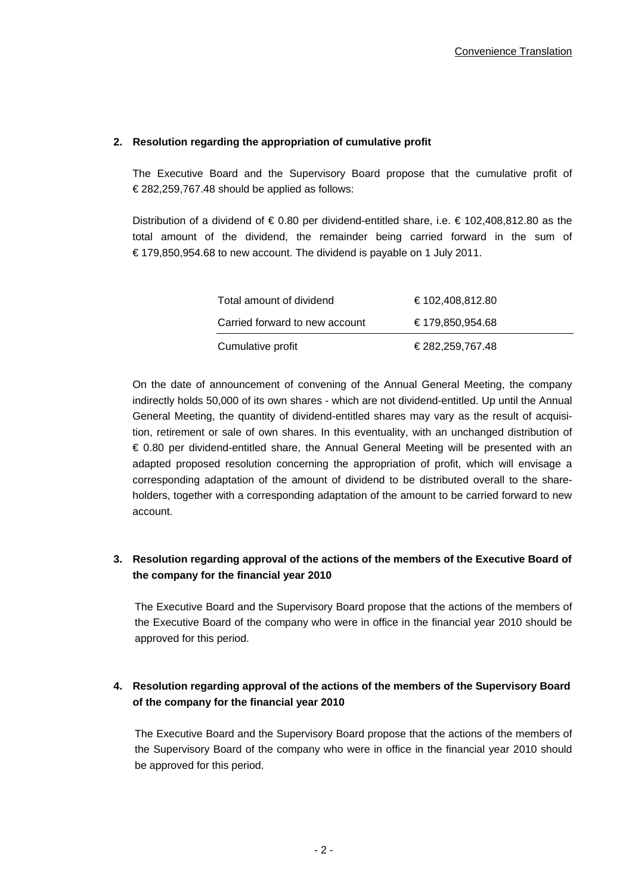## 2. Resolution regarding the appropriation of cumulative profit

The Executive Board and the Supervisory Board propose that the cumulative profit of € 282,259,767.48 should be applied as follows:

Distribution of a dividend of € 0.80 per dividend-entitled share, i.e. € 102,408,812.80 as the total amount of the dividend, the remainder being carried forward in the sum of € 179,850,954.68 to new account. The dividend is payable on 1 July 2011.

| | |
|---|---|
| Total amount of dividend | € 102,408,812.80 |
| Carried forward to new account | € 179,850,954.68 |
| Cumulative profit | € 282,259,767.48 |

On the date of announcement of convening of the Annual General Meeting, the company indirectly holds 50,000 of its own shares - which are not dividend-entitled. Up until the Annual General Meeting, the quantity of dividend-entitled shares may vary as the result of acquisition, retirement or sale of own shares. In this eventuality, with an unchanged distribution of € 0.80 per dividend-entitled share, the Annual General Meeting will be presented with an adapted proposed resolution concerning the appropriation of profit, which will envisage a corresponding adaptation of the amount of dividend to be distributed overall to the shareholders, together with a corresponding adaptation of the amount to be carried forward to new account.

## 3. Resolution regarding approval of the actions of the members of the Executive Board of the company for the financial year 2010

The Executive Board and the Supervisory Board propose that the actions of the members of the Executive Board of the company who were in office in the financial year 2010 should be approved for this period.

## 4. Resolution regarding approval of the actions of the members of the Supervisory Board of the company for the financial year 2010

The Executive Board and the Supervisory Board propose that the actions of the members of the Supervisory Board of the company who were in office in the financial year 2010 should be approved for this period.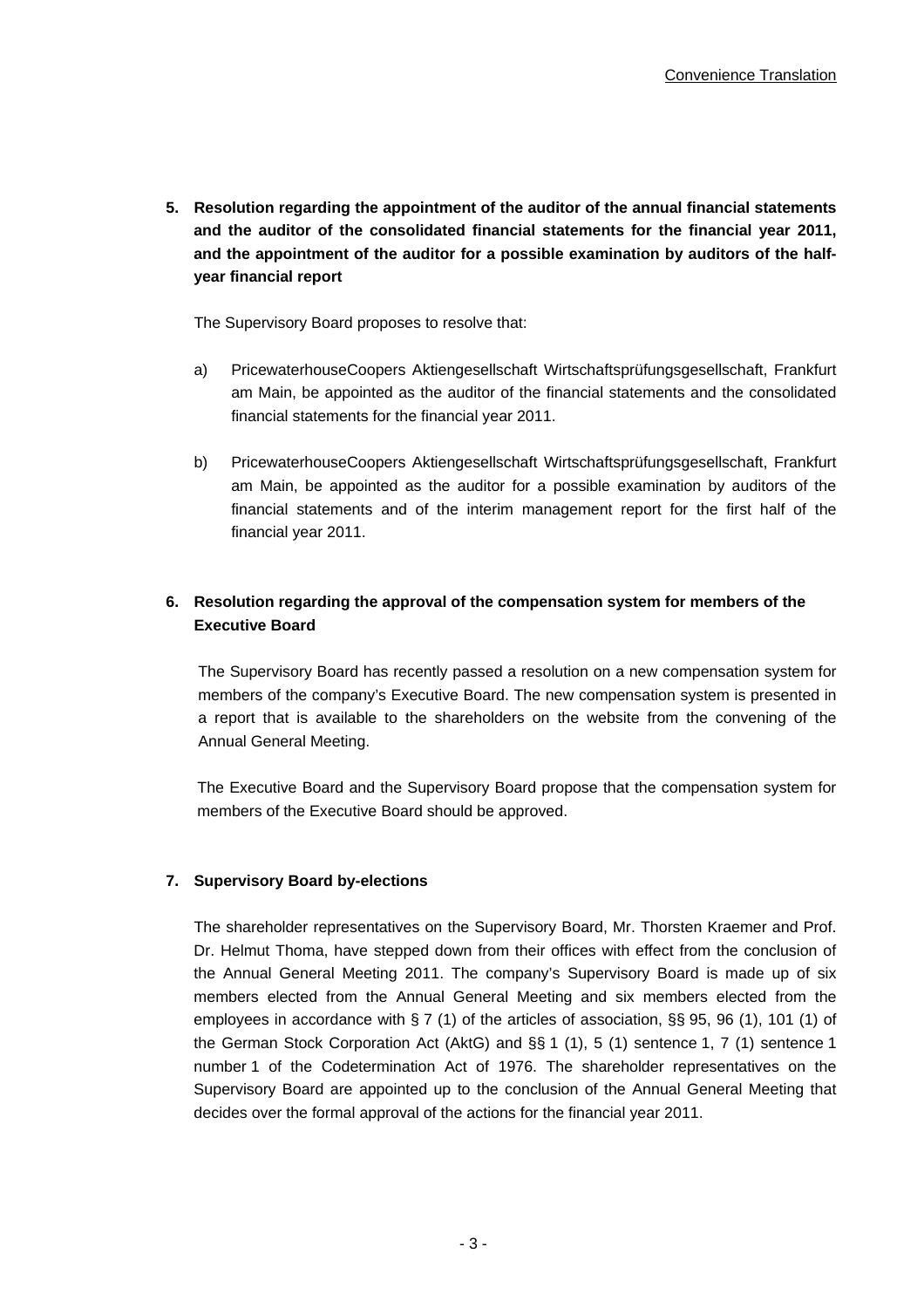**5. Resolution regarding the appointment of the auditor of the annual financial statements and the auditor of the consolidated financial statements for the financial year 2011, and the appointment of the auditor for a possible examination by auditors of the half-year financial report**

The Supervisory Board proposes to resolve that:

a) PricewaterhouseCoopers Aktiengesellschaft Wirtschaftsprüfungsgesellschaft, Frankfurt am Main, be appointed as the auditor of the financial statements and the consolidated financial statements for the financial year 2011.

b) PricewaterhouseCoopers Aktiengesellschaft Wirtschaftsprüfungsgesellschaft, Frankfurt am Main, be appointed as the auditor for a possible examination by auditors of the financial statements and of the interim management report for the first half of the financial year 2011.

**6. Resolution regarding the approval of the compensation system for members of the Executive Board**

The Supervisory Board has recently passed a resolution on a new compensation system for members of the company's Executive Board. The new compensation system is presented in a report that is available to the shareholders on the website from the convening of the Annual General Meeting.

The Executive Board and the Supervisory Board propose that the compensation system for members of the Executive Board should be approved.

**7. Supervisory Board by-elections**

The shareholder representatives on the Supervisory Board, Mr. Thorsten Kraemer and Prof. Dr. Helmut Thoma, have stepped down from their offices with effect from the conclusion of the Annual General Meeting 2011. The company's Supervisory Board is made up of six members elected from the Annual General Meeting and six members elected from the employees in accordance with § 7 (1) of the articles of association, §§ 95, 96 (1), 101 (1) of the German Stock Corporation Act (AktG) and §§ 1 (1), 5 (1) sentence 1, 7 (1) sentence 1 number 1 of the Codetermination Act of 1976. The shareholder representatives on the Supervisory Board are appointed up to the conclusion of the Annual General Meeting that decides over the formal approval of the actions for the financial year 2011.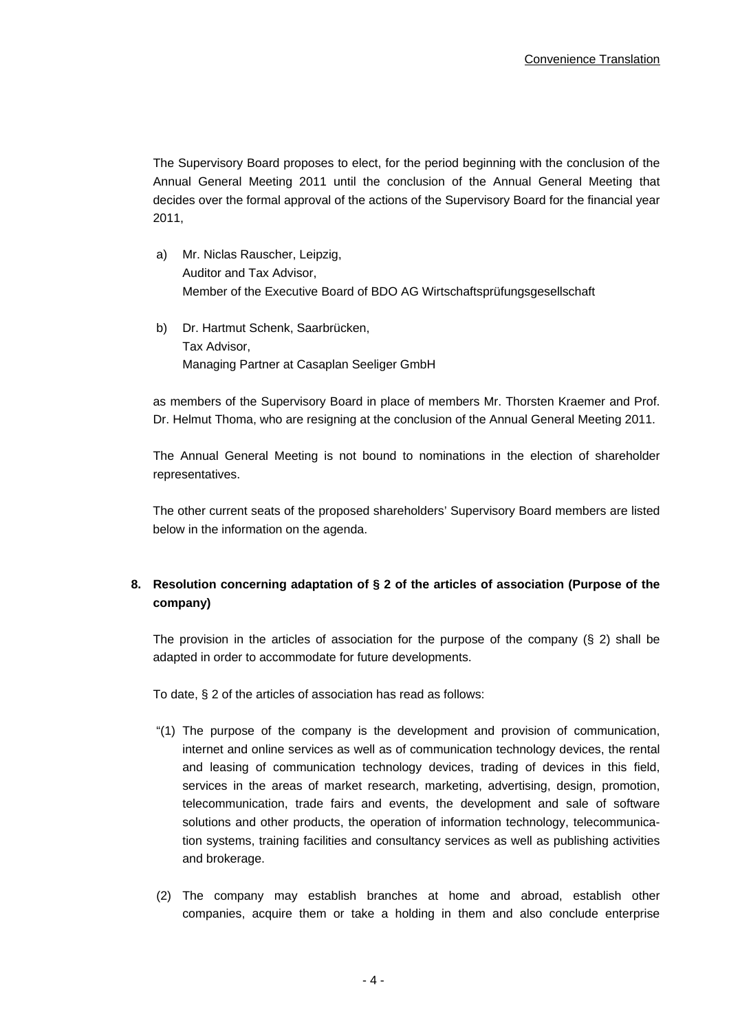The Supervisory Board proposes to elect, for the period beginning with the conclusion of the Annual General Meeting 2011 until the conclusion of the Annual General Meeting that decides over the formal approval of the actions of the Supervisory Board for the financial year 2011,

a) Mr. Niclas Rauscher, Leipzig,
   Auditor and Tax Advisor,
   Member of the Executive Board of BDO AG Wirtschaftsprüfungsgesellschaft

b) Dr. Hartmut Schenk, Saarbrücken,
   Tax Advisor,
   Managing Partner at Casaplan Seeliger GmbH

as members of the Supervisory Board in place of members Mr. Thorsten Kraemer and Prof. Dr. Helmut Thoma, who are resigning at the conclusion of the Annual General Meeting 2011.

The Annual General Meeting is not bound to nominations in the election of shareholder representatives.

The other current seats of the proposed shareholders' Supervisory Board members are listed below in the information on the agenda.

**8. Resolution concerning adaptation of § 2 of the articles of association (Purpose of the company)**

The provision in the articles of association for the purpose of the company (§ 2) shall be adapted in order to accommodate for future developments.

To date, § 2 of the articles of association has read as follows:

"(1) The purpose of the company is the development and provision of communication, internet and online services as well as of communication technology devices, the rental and leasing of communication technology devices, trading of devices in this field, services in the areas of market research, marketing, advertising, design, promotion, telecommunication, trade fairs and events, the development and sale of software solutions and other products, the operation of information technology, telecommunication systems, training facilities and consultancy services as well as publishing activities and brokerage.

(2) The company may establish branches at home and abroad, establish other companies, acquire them or take a holding in them and also conclude enterprise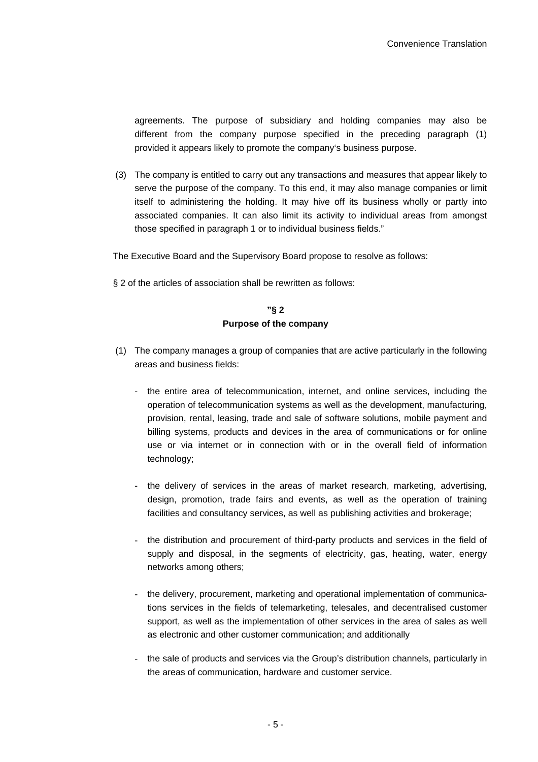agreements. The purpose of subsidiary and holding companies may also be different from the company purpose specified in the preceding paragraph (1) provided it appears likely to promote the company's business purpose.

(3) The company is entitled to carry out any transactions and measures that appear likely to serve the purpose of the company. To this end, it may also manage companies or limit itself to administering the holding. It may hive off its business wholly or partly into associated companies. It can also limit its activity to individual areas from amongst those specified in paragraph 1 or to individual business fields."

The Executive Board and the Supervisory Board propose to resolve as follows:

§ 2 of the articles of association shall be rewritten as follows:

**"§ 2**
**Purpose of the company**

(1) The company manages a group of companies that are active particularly in the following areas and business fields:

- the entire area of telecommunication, internet, and online services, including the operation of telecommunication systems as well as the development, manufacturing, provision, rental, leasing, trade and sale of software solutions, mobile payment and billing systems, products and devices in the area of communications or for online use or via internet or in connection with or in the overall field of information technology;

- the delivery of services in the areas of market research, marketing, advertising, design, promotion, trade fairs and events, as well as the operation of training facilities and consultancy services, as well as publishing activities and brokerage;

- the distribution and procurement of third-party products and services in the field of supply and disposal, in the segments of electricity, gas, heating, water, energy networks among others;

- the delivery, procurement, marketing and operational implementation of communications services in the fields of telemarketing, telesales, and decentralised customer support, as well as the implementation of other services in the area of sales as well as electronic and other customer communication; and additionally

- the sale of products and services via the Group's distribution channels, particularly in the areas of communication, hardware and customer service.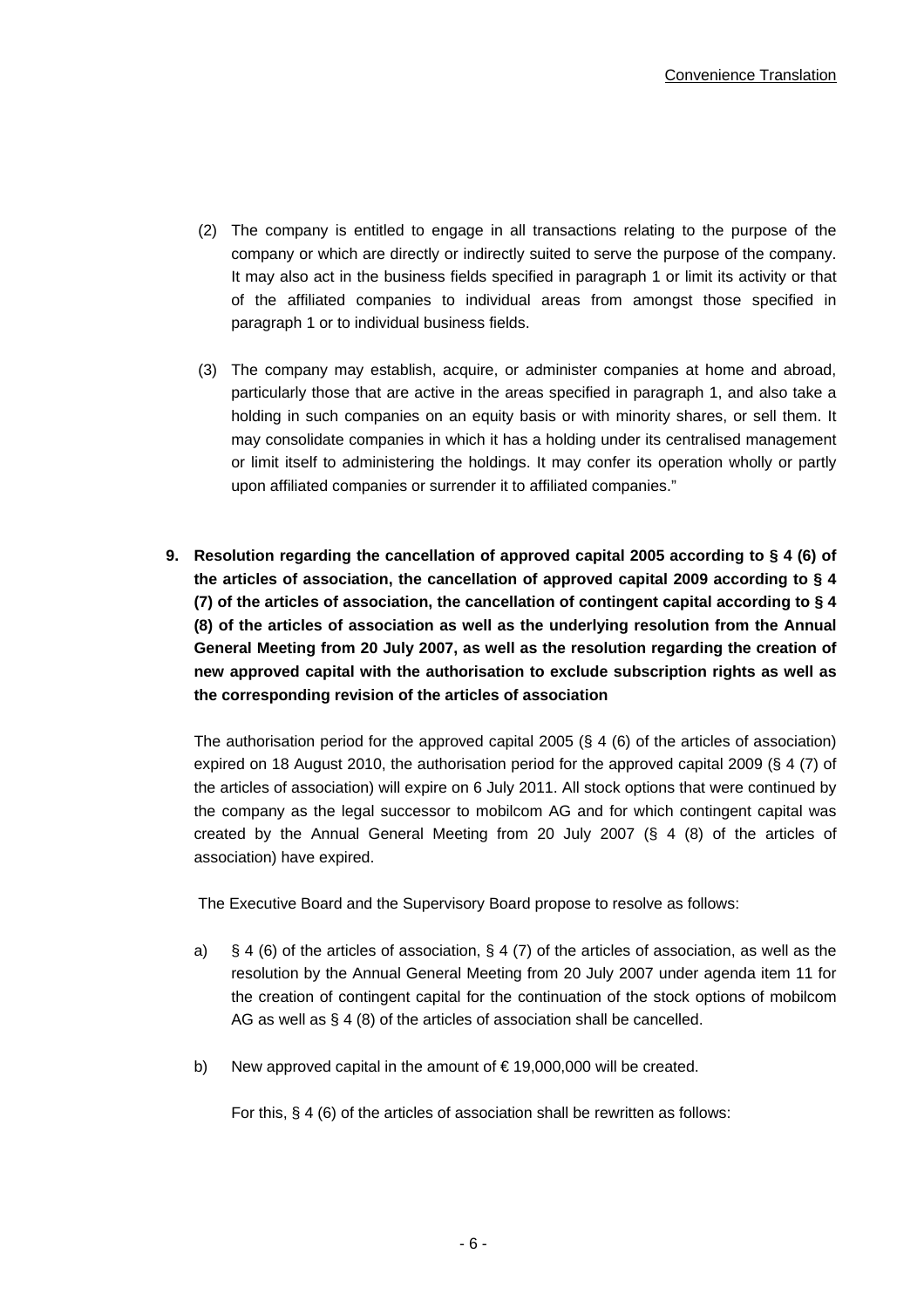(2) The company is entitled to engage in all transactions relating to the purpose of the company or which are directly or indirectly suited to serve the purpose of the company. It may also act in the business fields specified in paragraph 1 or limit its activity or that of the affiliated companies to individual areas from amongst those specified in paragraph 1 or to individual business fields.

(3) The company may establish, acquire, or administer companies at home and abroad, particularly those that are active in the areas specified in paragraph 1, and also take a holding in such companies on an equity basis or with minority shares, or sell them. It may consolidate companies in which it has a holding under its centralised management or limit itself to administering the holdings. It may confer its operation wholly or partly upon affiliated companies or surrender it to affiliated companies."

**9. Resolution regarding the cancellation of approved capital 2005 according to § 4 (6) of the articles of association, the cancellation of approved capital 2009 according to § 4 (7) of the articles of association, the cancellation of contingent capital according to § 4 (8) of the articles of association as well as the underlying resolution from the Annual General Meeting from 20 July 2007, as well as the resolution regarding the creation of new approved capital with the authorisation to exclude subscription rights as well as the corresponding revision of the articles of association**

The authorisation period for the approved capital 2005 (§ 4 (6) of the articles of association) expired on 18 August 2010, the authorisation period for the approved capital 2009 (§ 4 (7) of the articles of association) will expire on 6 July 2011. All stock options that were continued by the company as the legal successor to mobilcom AG and for which contingent capital was created by the Annual General Meeting from 20 July 2007 (§ 4 (8) of the articles of association) have expired.

The Executive Board and the Supervisory Board propose to resolve as follows:

a) § 4 (6) of the articles of association, § 4 (7) of the articles of association, as well as the resolution by the Annual General Meeting from 20 July 2007 under agenda item 11 for the creation of contingent capital for the continuation of the stock options of mobilcom AG as well as § 4 (8) of the articles of association shall be cancelled.

b) New approved capital in the amount of € 19,000,000 will be created.

   For this, § 4 (6) of the articles of association shall be rewritten as follows: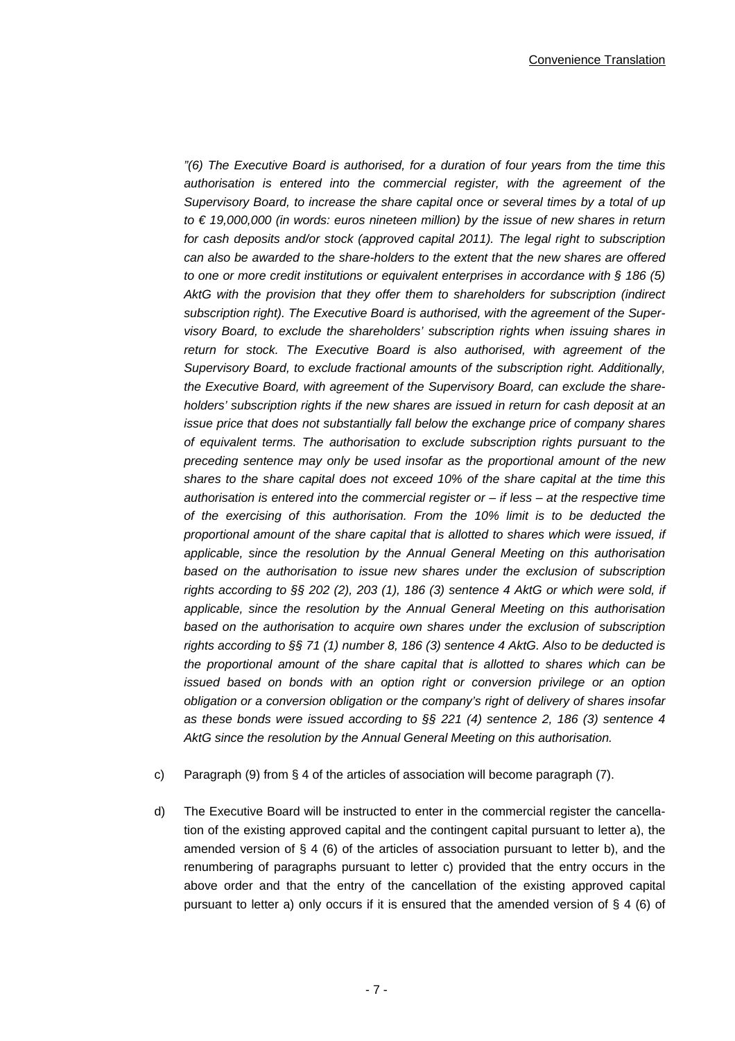*"(6) The Executive Board is authorised, for a duration of four years from the time this authorisation is entered into the commercial register, with the agreement of the Supervisory Board, to increase the share capital once or several times by a total of up to € 19,000,000 (in words: euros nineteen million) by the issue of new shares in return for cash deposits and/or stock (approved capital 2011). The legal right to subscription can also be awarded to the share-holders to the extent that the new shares are offered to one or more credit institutions or equivalent enterprises in accordance with § 186 (5) AktG with the provision that they offer them to shareholders for subscription (indirect subscription right). The Executive Board is authorised, with the agreement of the Supervisory Board, to exclude the shareholders' subscription rights when issuing shares in return for stock. The Executive Board is also authorised, with agreement of the Supervisory Board, to exclude fractional amounts of the subscription right. Additionally, the Executive Board, with agreement of the Supervisory Board, can exclude the shareholders' subscription rights if the new shares are issued in return for cash deposit at an issue price that does not substantially fall below the exchange price of company shares of equivalent terms. The authorisation to exclude subscription rights pursuant to the preceding sentence may only be used insofar as the proportional amount of the new shares to the share capital does not exceed 10% of the share capital at the time this authorisation is entered into the commercial register or – if less – at the respective time of the exercising of this authorisation. From the 10% limit is to be deducted the proportional amount of the share capital that is allotted to shares which were issued, if applicable, since the resolution by the Annual General Meeting on this authorisation based on the authorisation to issue new shares under the exclusion of subscription rights according to §§ 202 (2), 203 (1), 186 (3) sentence 4 AktG or which were sold, if applicable, since the resolution by the Annual General Meeting on this authorisation based on the authorisation to acquire own shares under the exclusion of subscription rights according to §§ 71 (1) number 8, 186 (3) sentence 4 AktG. Also to be deducted is the proportional amount of the share capital that is allotted to shares which can be issued based on bonds with an option right or conversion privilege or an option obligation or a conversion obligation or the company's right of delivery of shares insofar as these bonds were issued according to §§ 221 (4) sentence 2, 186 (3) sentence 4 AktG since the resolution by the Annual General Meeting on this authorisation.*

c) Paragraph (9) from § 4 of the articles of association will become paragraph (7).

d) The Executive Board will be instructed to enter in the commercial register the cancellation of the existing approved capital and the contingent capital pursuant to letter a), the amended version of § 4 (6) of the articles of association pursuant to letter b), and the renumbering of paragraphs pursuant to letter c) provided that the entry occurs in the above order and that the entry of the cancellation of the existing approved capital pursuant to letter a) only occurs if it is ensured that the amended version of § 4 (6) of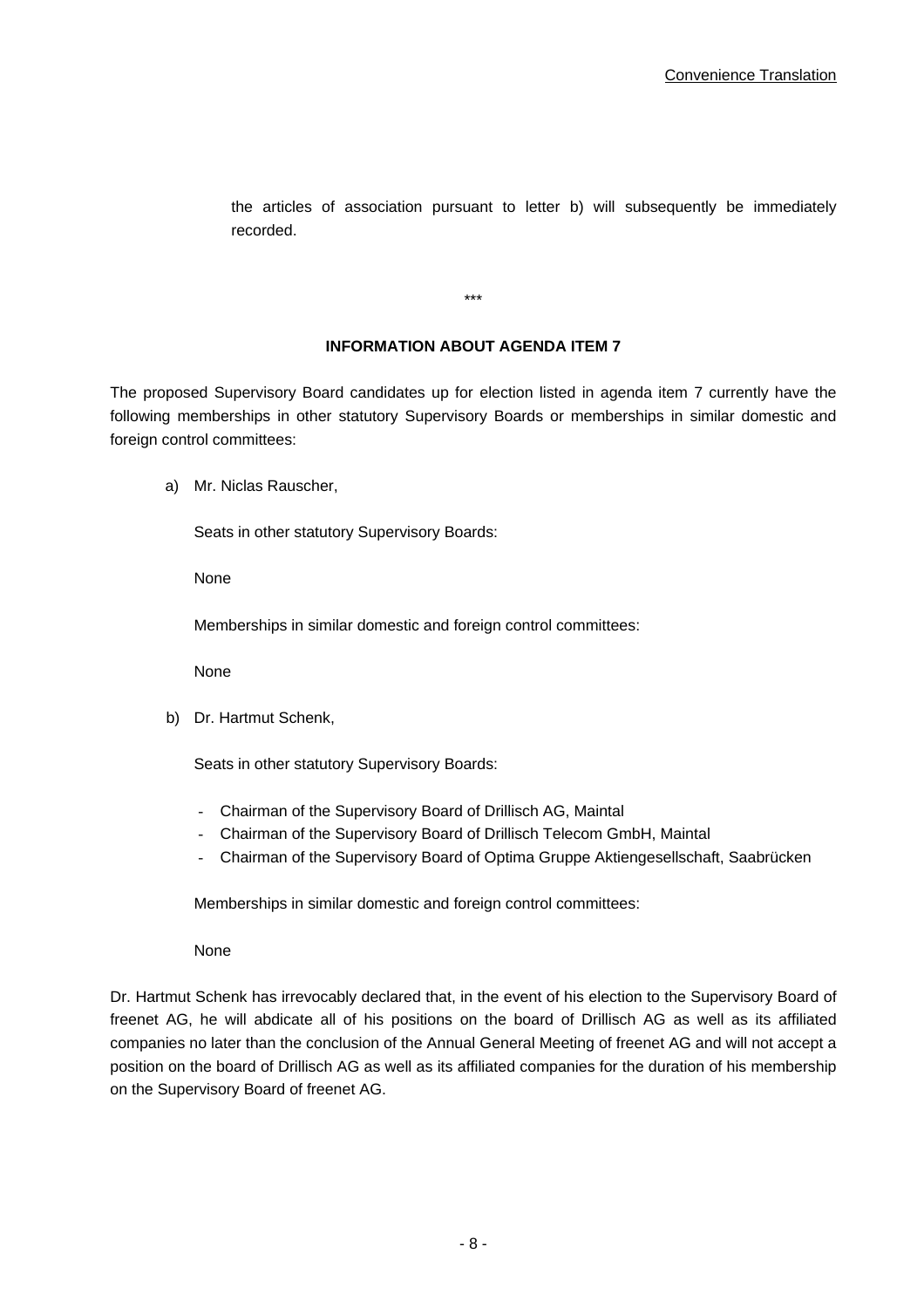the articles of association pursuant to letter b) will subsequently be immediately recorded.

\*\*\*

**INFORMATION ABOUT AGENDA ITEM 7**

The proposed Supervisory Board candidates up for election listed in agenda item 7 currently have the following memberships in other statutory Supervisory Boards or memberships in similar domestic and foreign control committees:

a) Mr. Niclas Rauscher,

   Seats in other statutory Supervisory Boards:

   None

   Memberships in similar domestic and foreign control committees:

   None

b) Dr. Hartmut Schenk,

   Seats in other statutory Supervisory Boards:

   - Chairman of the Supervisory Board of Drillisch AG, Maintal
   - Chairman of the Supervisory Board of Drillisch Telecom GmbH, Maintal
   - Chairman of the Supervisory Board of Optima Gruppe Aktiengesellschaft, Saabrücken

   Memberships in similar domestic and foreign control committees:

   None

Dr. Hartmut Schenk has irrevocably declared that, in the event of his election to the Supervisory Board of freenet AG, he will abdicate all of his positions on the board of Drillisch AG as well as its affiliated companies no later than the conclusion of the Annual General Meeting of freenet AG and will not accept a position on the board of Drillisch AG as well as its affiliated companies for the duration of his membership on the Supervisory Board of freenet AG.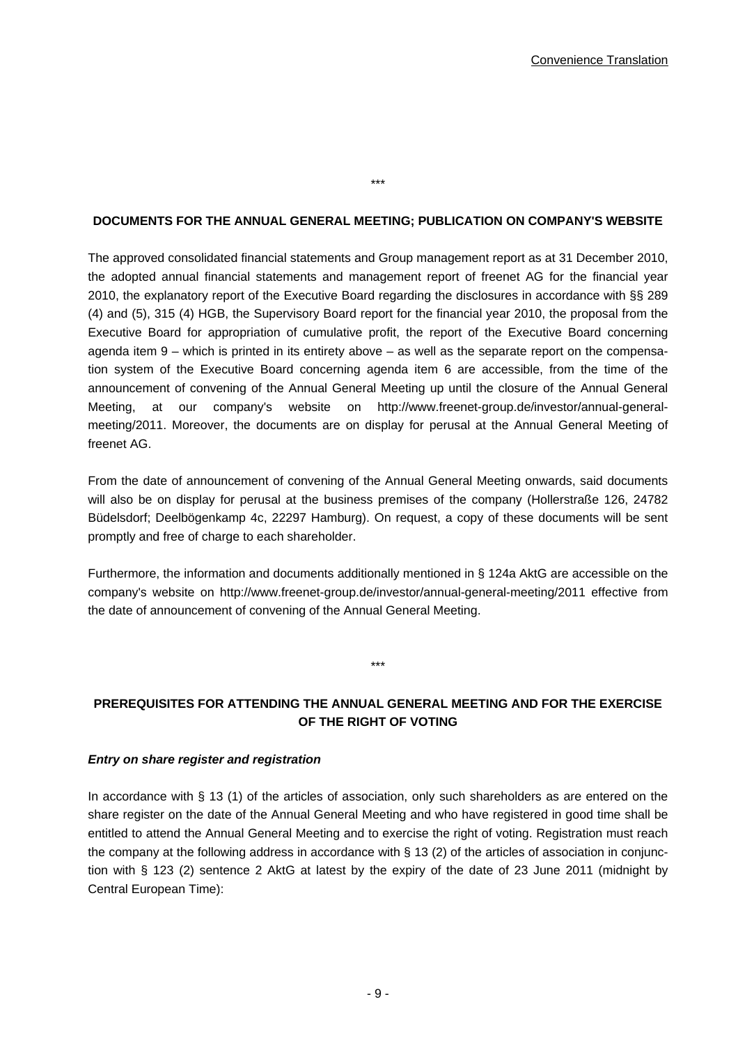Convenience Translation

\*\*\*

## DOCUMENTS FOR THE ANNUAL GENERAL MEETING; PUBLICATION ON COMPANY'S WEBSITE

The approved consolidated financial statements and Group management report as at 31 December 2010, the adopted annual financial statements and management report of freenet AG for the financial year 2010, the explanatory report of the Executive Board regarding the disclosures in accordance with §§ 289 (4) and (5), 315 (4) HGB, the Supervisory Board report for the financial year 2010, the proposal from the Executive Board for appropriation of cumulative profit, the report of the Executive Board concerning agenda item 9 – which is printed in its entirety above – as well as the separate report on the compensation system of the Executive Board concerning agenda item 6 are accessible, from the time of the announcement of convening of the Annual General Meeting up until the closure of the Annual General Meeting, at our company's website on http://www.freenet-group.de/investor/annual-general-meeting/2011. Moreover, the documents are on display for perusal at the Annual General Meeting of freenet AG.

From the date of announcement of convening of the Annual General Meeting onwards, said documents will also be on display for perusal at the business premises of the company (Hollerstraße 126, 24782 Büdelsdorf; Deelbögenkamp 4c, 22297 Hamburg). On request, a copy of these documents will be sent promptly and free of charge to each shareholder.

Furthermore, the information and documents additionally mentioned in § 124a AktG are accessible on the company's website on http://www.freenet-group.de/investor/annual-general-meeting/2011 effective from the date of announcement of convening of the Annual General Meeting.

\*\*\*

## PREREQUISITES FOR ATTENDING THE ANNUAL GENERAL MEETING AND FOR THE EXERCISE OF THE RIGHT OF VOTING

***Entry on share register and registration***

In accordance with § 13 (1) of the articles of association, only such shareholders as are entered on the share register on the date of the Annual General Meeting and who have registered in good time shall be entitled to attend the Annual General Meeting and to exercise the right of voting. Registration must reach the company at the following address in accordance with § 13 (2) of the articles of association in conjunction with § 123 (2) sentence 2 AktG at latest by the expiry of the date of 23 June 2011 (midnight by Central European Time):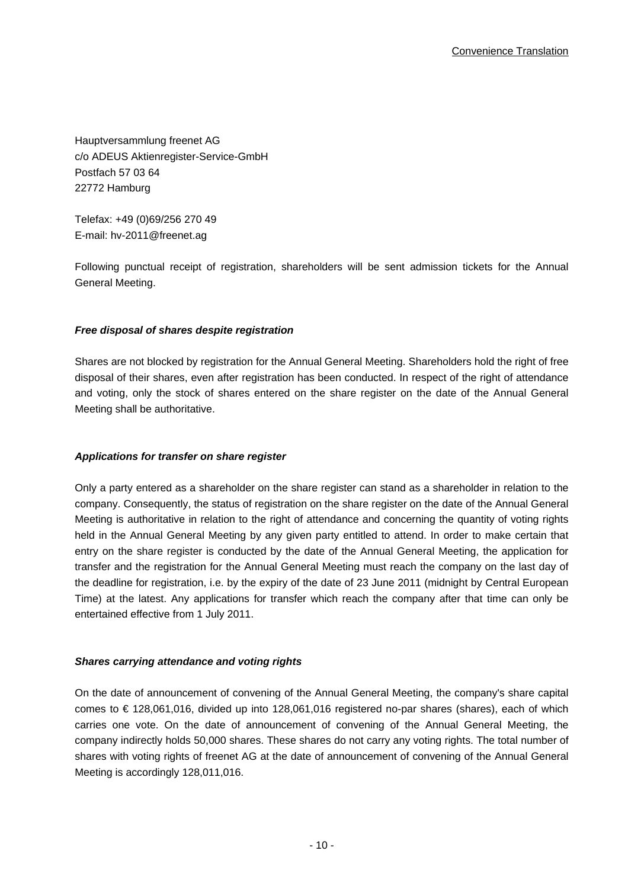Hauptversammlung freenet AG
c/o ADEUS Aktienregister-Service-GmbH
Postfach 57 03 64
22772 Hamburg

Telefax: +49 (0)69/256 270 49
E-mail: hv-2011@freenet.ag

Following punctual receipt of registration, shareholders will be sent admission tickets for the Annual General Meeting.

***Free disposal of shares despite registration***

Shares are not blocked by registration for the Annual General Meeting. Shareholders hold the right of free disposal of their shares, even after registration has been conducted. In respect of the right of attendance and voting, only the stock of shares entered on the share register on the date of the Annual General Meeting shall be authoritative.

***Applications for transfer on share register***

Only a party entered as a shareholder on the share register can stand as a shareholder in relation to the company. Consequently, the status of registration on the share register on the date of the Annual General Meeting is authoritative in relation to the right of attendance and concerning the quantity of voting rights held in the Annual General Meeting by any given party entitled to attend. In order to make certain that entry on the share register is conducted by the date of the Annual General Meeting, the application for transfer and the registration for the Annual General Meeting must reach the company on the last day of the deadline for registration, i.e. by the expiry of the date of 23 June 2011 (midnight by Central European Time) at the latest. Any applications for transfer which reach the company after that time can only be entertained effective from 1 July 2011.

***Shares carrying attendance and voting rights***

On the date of announcement of convening of the Annual General Meeting, the company's share capital comes to € 128,061,016, divided up into 128,061,016 registered no-par shares (shares), each of which carries one vote. On the date of announcement of convening of the Annual General Meeting, the company indirectly holds 50,000 shares. These shares do not carry any voting rights. The total number of shares with voting rights of freenet AG at the date of announcement of convening of the Annual General Meeting is accordingly 128,011,016.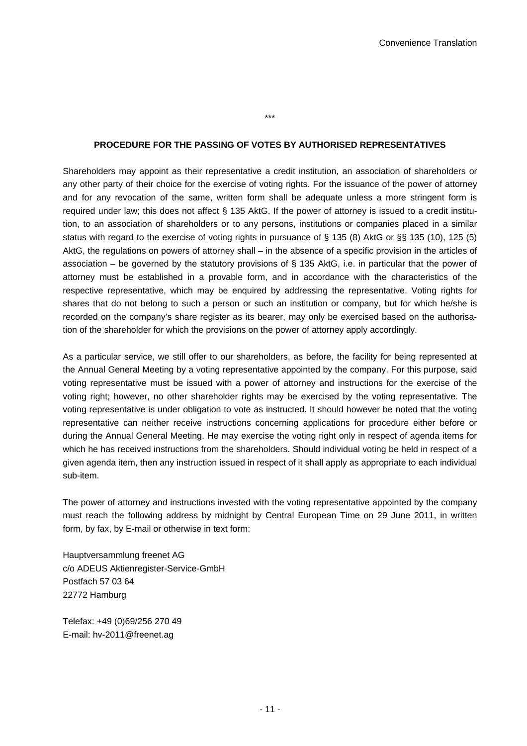Convenience Translation

\*\*\*

## PROCEDURE FOR THE PASSING OF VOTES BY AUTHORISED REPRESENTATIVES

Shareholders may appoint as their representative a credit institution, an association of shareholders or any other party of their choice for the exercise of voting rights. For the issuance of the power of attorney and for any revocation of the same, written form shall be adequate unless a more stringent form is required under law; this does not affect § 135 AktG. If the power of attorney is issued to a credit institution, to an association of shareholders or to any persons, institutions or companies placed in a similar status with regard to the exercise of voting rights in pursuance of § 135 (8) AktG or §§ 135 (10), 125 (5) AktG, the regulations on powers of attorney shall – in the absence of a specific provision in the articles of association – be governed by the statutory provisions of § 135 AktG, i.e. in particular that the power of attorney must be established in a provable form, and in accordance with the characteristics of the respective representative, which may be enquired by addressing the representative. Voting rights for shares that do not belong to such a person or such an institution or company, but for which he/she is recorded on the company's share register as its bearer, may only be exercised based on the authorisation of the shareholder for which the provisions on the power of attorney apply accordingly.

As a particular service, we still offer to our shareholders, as before, the facility for being represented at the Annual General Meeting by a voting representative appointed by the company. For this purpose, said voting representative must be issued with a power of attorney and instructions for the exercise of the voting right; however, no other shareholder rights may be exercised by the voting representative. The voting representative is under obligation to vote as instructed. It should however be noted that the voting representative can neither receive instructions concerning applications for procedure either before or during the Annual General Meeting. He may exercise the voting right only in respect of agenda items for which he has received instructions from the shareholders. Should individual voting be held in respect of a given agenda item, then any instruction issued in respect of it shall apply as appropriate to each individual sub-item.

The power of attorney and instructions invested with the voting representative appointed by the company must reach the following address by midnight by Central European Time on 29 June 2011, in written form, by fax, by E-mail or otherwise in text form:

Hauptversammlung freenet AG
c/o ADEUS Aktienregister-Service-GmbH
Postfach 57 03 64
22772 Hamburg

Telefax: +49 (0)69/256 270 49
E-mail: hv-2011@freenet.ag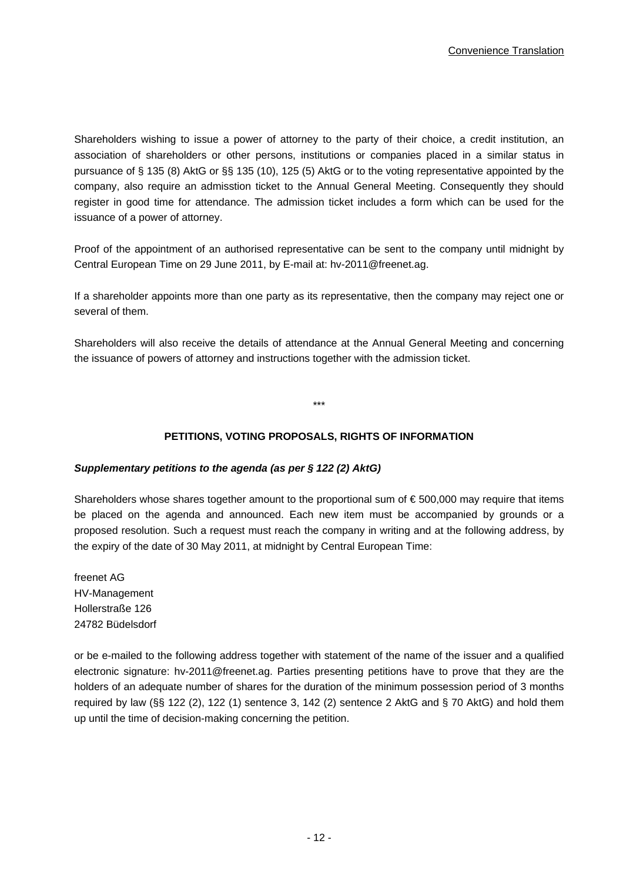Shareholders wishing to issue a power of attorney to the party of their choice, a credit institution, an association of shareholders or other persons, institutions or companies placed in a similar status in pursuance of § 135 (8) AktG or §§ 135 (10), 125 (5) AktG or to the voting representative appointed by the company, also require an admisstion ticket to the Annual General Meeting. Consequently they should register in good time for attendance. The admission ticket includes a form which can be used for the issuance of a power of attorney.

Proof of the appointment of an authorised representative can be sent to the company until midnight by Central European Time on 29 June 2011, by E-mail at: hv-2011@freenet.ag.

If a shareholder appoints more than one party as its representative, then the company may reject one or several of them.

Shareholders will also receive the details of attendance at the Annual General Meeting and concerning the issuance of powers of attorney and instructions together with the admission ticket.

\*\*\*

## PETITIONS, VOTING PROPOSALS, RIGHTS OF INFORMATION

***Supplementary petitions to the agenda (as per § 122 (2) AktG)***

Shareholders whose shares together amount to the proportional sum of € 500,000 may require that items be placed on the agenda and announced. Each new item must be accompanied by grounds or a proposed resolution. Such a request must reach the company in writing and at the following address, by the expiry of the date of 30 May 2011, at midnight by Central European Time:

freenet AG
HV-Management
Hollerstraße 126
24782 Büdelsdorf

or be e-mailed to the following address together with statement of the name of the issuer and a qualified electronic signature: hv-2011@freenet.ag. Parties presenting petitions have to prove that they are the holders of an adequate number of shares for the duration of the minimum possession period of 3 months required by law (§§ 122 (2), 122 (1) sentence 3, 142 (2) sentence 2 AktG and § 70 AktG) and hold them up until the time of decision-making concerning the petition.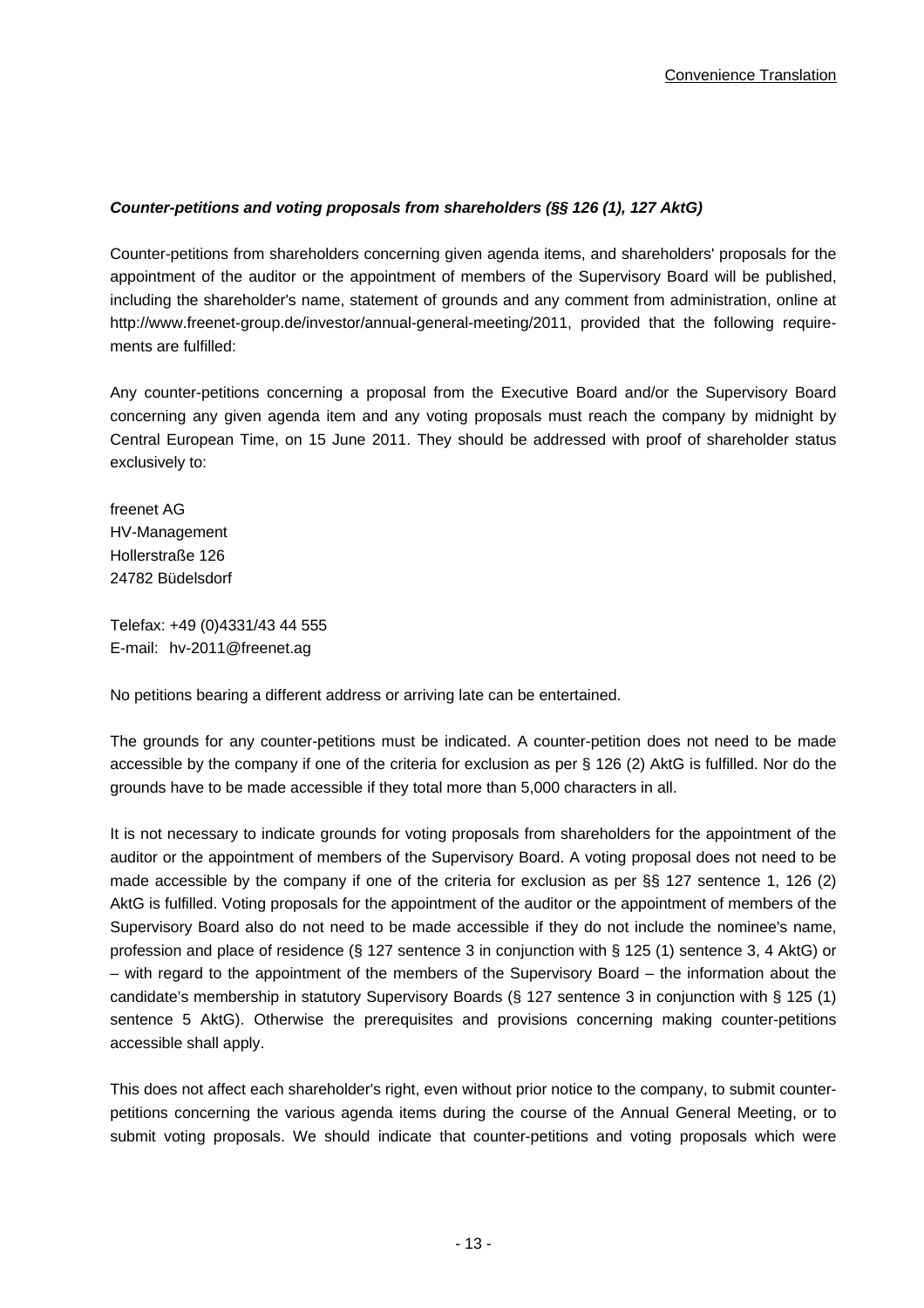### *Counter-petitions and voting proposals from shareholders (§§ 126 (1), 127 AktG)*

Counter-petitions from shareholders concerning given agenda items, and shareholders' proposals for the appointment of the auditor or the appointment of members of the Supervisory Board will be published, including the shareholder's name, statement of grounds and any comment from administration, online at http://www.freenet-group.de/investor/annual-general-meeting/2011, provided that the following requirements are fulfilled:

Any counter-petitions concerning a proposal from the Executive Board and/or the Supervisory Board concerning any given agenda item and any voting proposals must reach the company by midnight by Central European Time, on 15 June 2011. They should be addressed with proof of shareholder status exclusively to:

freenet AG
HV-Management
Hollerstraße 126
24782 Büdelsdorf

Telefax: +49 (0)4331/43 44 555
E-mail: hv-2011@freenet.ag

No petitions bearing a different address or arriving late can be entertained.

The grounds for any counter-petitions must be indicated. A counter-petition does not need to be made accessible by the company if one of the criteria for exclusion as per § 126 (2) AktG is fulfilled. Nor do the grounds have to be made accessible if they total more than 5,000 characters in all.

It is not necessary to indicate grounds for voting proposals from shareholders for the appointment of the auditor or the appointment of members of the Supervisory Board. A voting proposal does not need to be made accessible by the company if one of the criteria for exclusion as per §§ 127 sentence 1, 126 (2) AktG is fulfilled. Voting proposals for the appointment of the auditor or the appointment of members of the Supervisory Board also do not need to be made accessible if they do not include the nominee's name, profession and place of residence (§ 127 sentence 3 in conjunction with § 125 (1) sentence 3, 4 AktG) or – with regard to the appointment of the members of the Supervisory Board – the information about the candidate's membership in statutory Supervisory Boards (§ 127 sentence 3 in conjunction with § 125 (1) sentence 5 AktG). Otherwise the prerequisites and provisions concerning making counter-petitions accessible shall apply.

This does not affect each shareholder's right, even without prior notice to the company, to submit counter-petitions concerning the various agenda items during the course of the Annual General Meeting, or to submit voting proposals. We should indicate that counter-petitions and voting proposals which were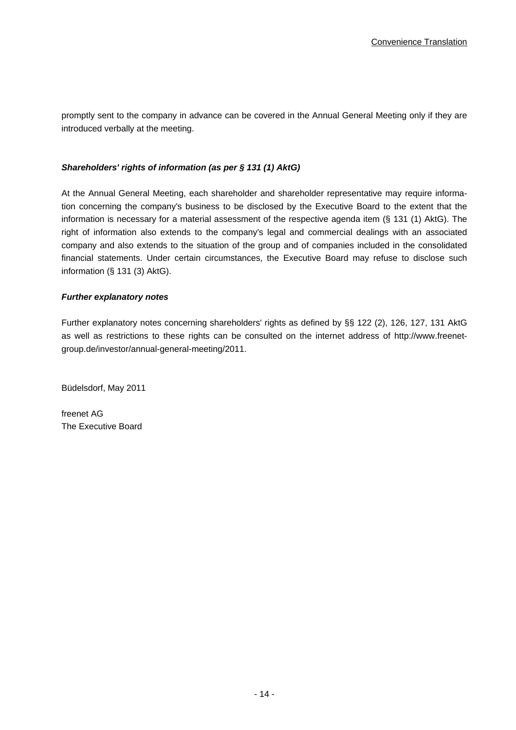promptly sent to the company in advance can be covered in the Annual General Meeting only if they are introduced verbally at the meeting.

***Shareholders' rights of information (as per § 131 (1) AktG)***

At the Annual General Meeting, each shareholder and shareholder representative may require information concerning the company's business to be disclosed by the Executive Board to the extent that the information is necessary for a material assessment of the respective agenda item (§ 131 (1) AktG). The right of information also extends to the company's legal and commercial dealings with an associated company and also extends to the situation of the group and of companies included in the consolidated financial statements. Under certain circumstances, the Executive Board may refuse to disclose such information (§ 131 (3) AktG).

***Further explanatory notes***

Further explanatory notes concerning shareholders' rights as defined by §§ 122 (2), 126, 127, 131 AktG as well as restrictions to these rights can be consulted on the internet address of http://www.freenet-group.de/investor/annual-general-meeting/2011.

Büdelsdorf, May 2011

freenet AG
The Executive Board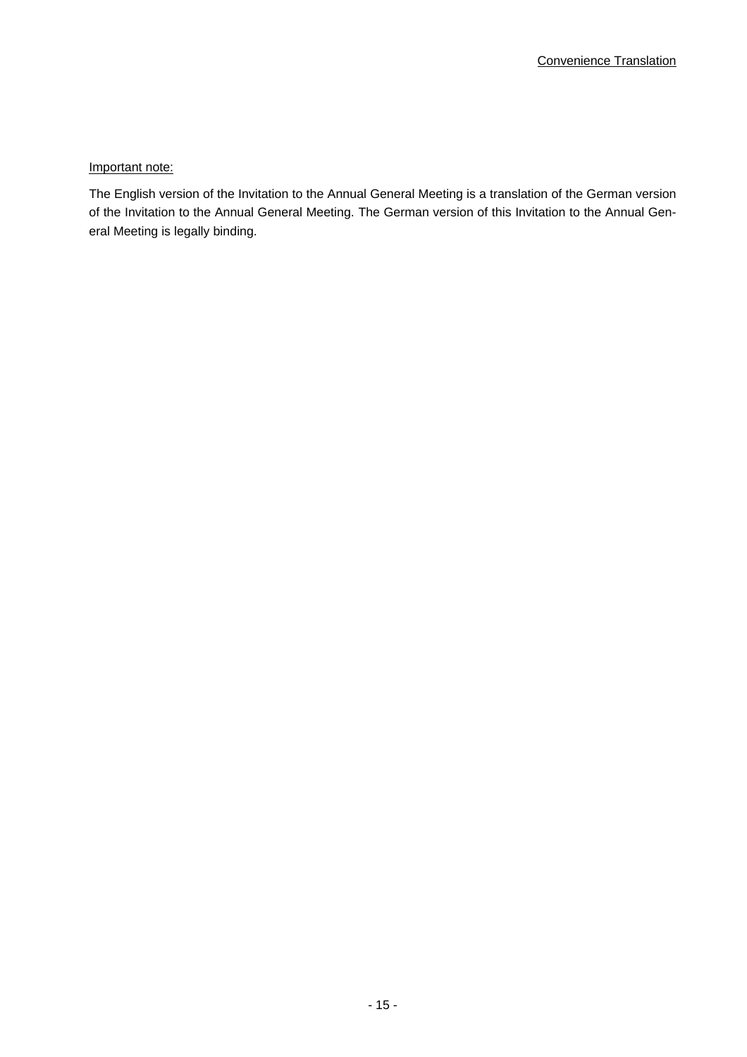Important note:

The English version of the Invitation to the Annual General Meeting is a translation of the German version of the Invitation to the Annual General Meeting. The German version of this Invitation to the Annual General Meeting is legally binding.